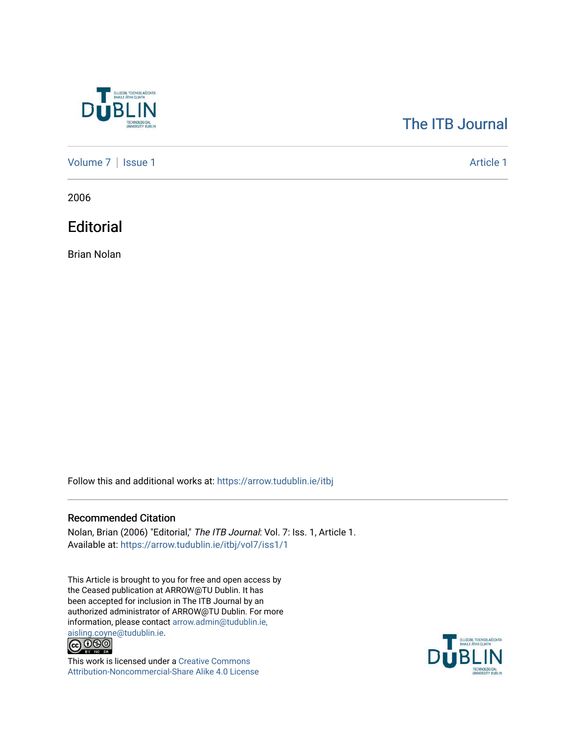The ITB Journal

Volume 7 | Issue 1 Article 1

2006

# Editorial

Brian Nolan

Follow this and additional works at: https://arrow.tudublin.ie/itbj

## Recommended Citation

Nolan, Brian (2006) "Editorial," *The ITB Journal*: Vol. 7: Iss. 1, Article 1.
Available at: https://arrow.tudublin.ie/itbj/vol7/iss1/1

This Article is brought to you for free and open access by the Ceased publication at ARROW@TU Dublin. It has been accepted for inclusion in The ITB Journal by an authorized administrator of ARROW@TU Dublin. For more information, please contact arrow.admin@tudublin.ie, aisling.coyne@tudublin.ie.

This work is licensed under a Creative Commons Attribution-Noncommercial-Share Alike 4.0 License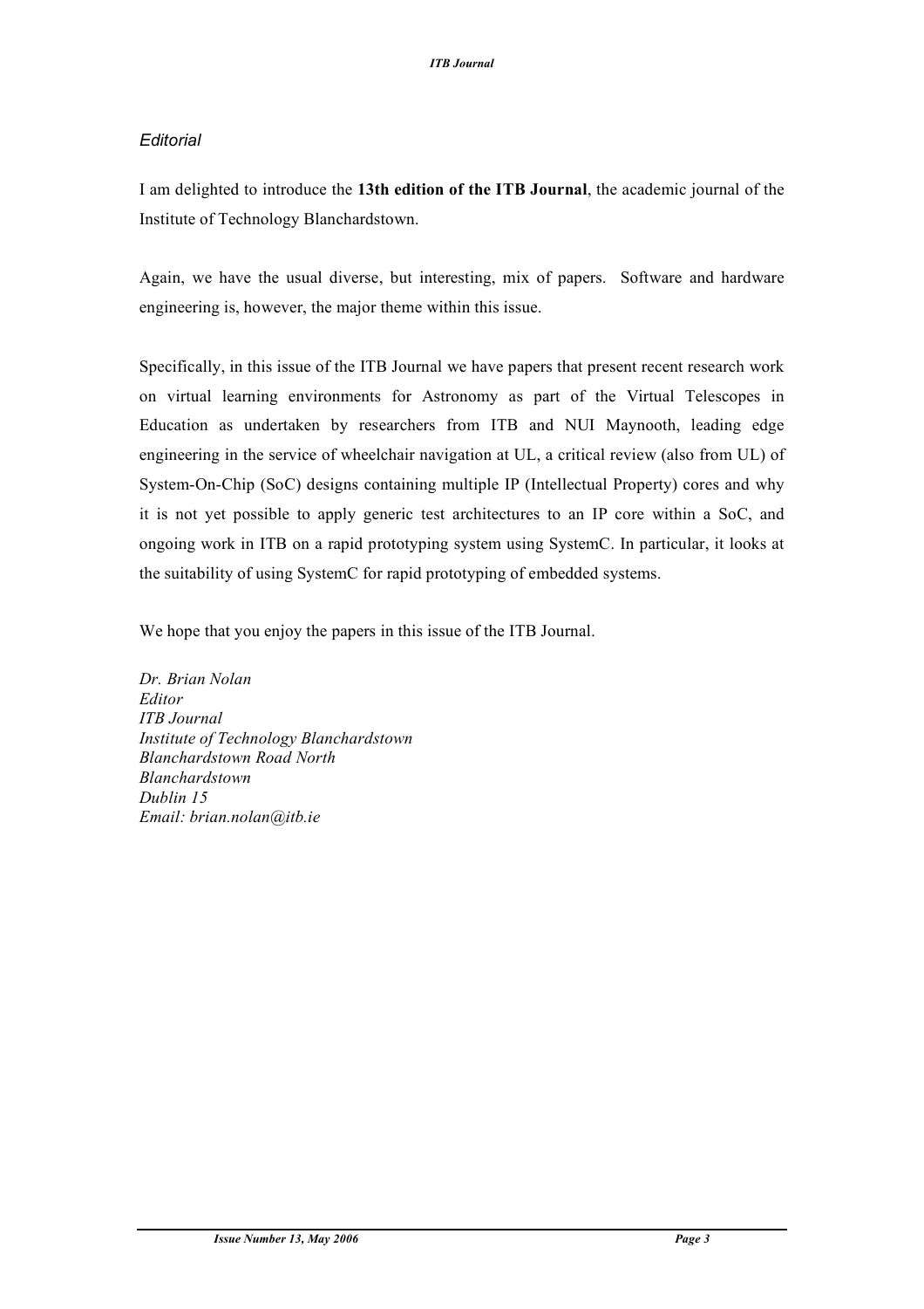*Editorial*

I am delighted to introduce the **13th edition of the ITB Journal**, the academic journal of the Institute of Technology Blanchardstown.

Again, we have the usual diverse, but interesting, mix of papers. Software and hardware engineering is, however, the major theme within this issue.

Specifically, in this issue of the ITB Journal we have papers that present recent research work on virtual learning environments for Astronomy as part of the Virtual Telescopes in Education as undertaken by researchers from ITB and NUI Maynooth, leading edge engineering in the service of wheelchair navigation at UL, a critical review (also from UL) of System-On-Chip (SoC) designs containing multiple IP (Intellectual Property) cores and why it is not yet possible to apply generic test architectures to an IP core within a SoC, and ongoing work in ITB on a rapid prototyping system using SystemC. In particular, it looks at the suitability of using SystemC for rapid prototyping of embedded systems.

We hope that you enjoy the papers in this issue of the ITB Journal.

*Dr. Brian Nolan*
*Editor*
*ITB Journal*
*Institute of Technology Blanchardstown*
*Blanchardstown Road North*
*Blanchardstown*
*Dublin 15*
*Email: brian.nolan@itb.ie*